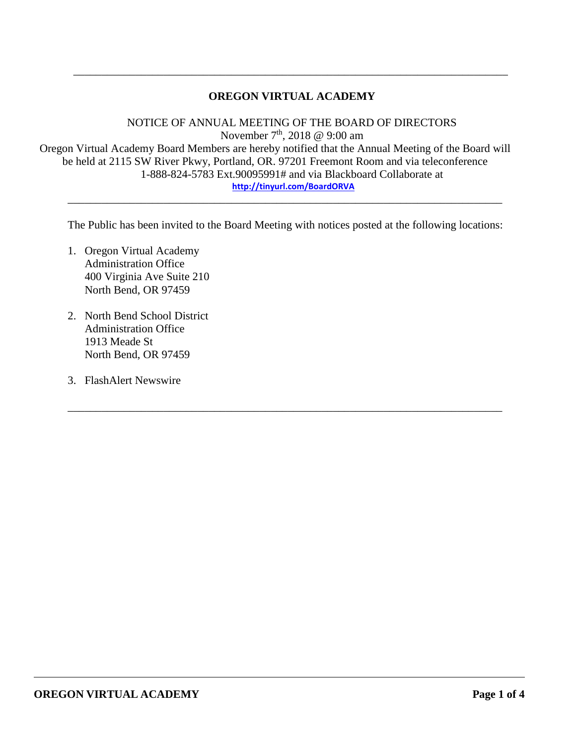---

# OREGON VIRTUAL ACADEMY

NOTICE OF ANNUAL MEETING OF THE BOARD OF DIRECTORS
November 7th, 2018 @ 9:00 am
Oregon Virtual Academy Board Members are hereby notified that the Annual Meeting of the Board will be held at 2115 SW River Pkwy, Portland, OR. 97201 Freemont Room and via teleconference 1-888-824-5783 Ext.90095991# and via Blackboard Collaborate at
http://tinyurl.com/BoardORVA

---

The Public has been invited to the Board Meeting with notices posted at the following locations:

1. Oregon Virtual Academy
   Administration Office
   400 Virginia Ave Suite 210
   North Bend, OR 97459

2. North Bend School District
   Administration Office
   1913 Meade St
   North Bend, OR 97459

3. FlashAlert Newswire

---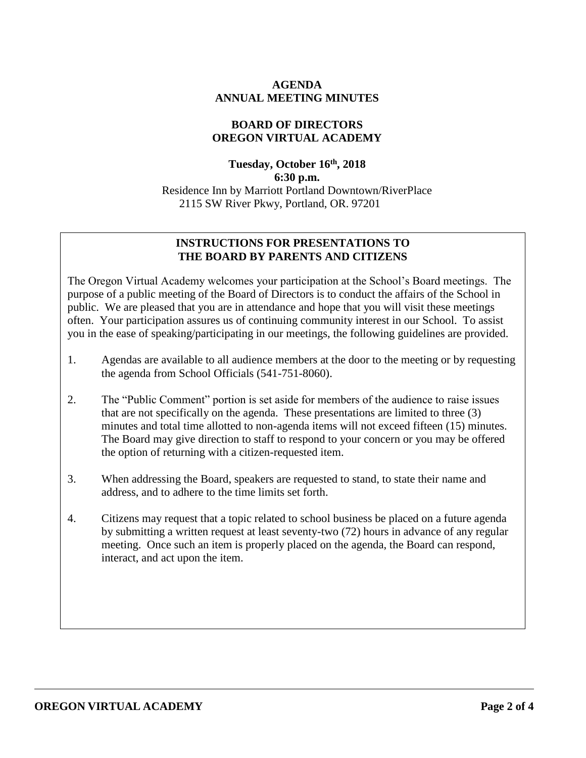**AGENDA**
**ANNUAL MEETING MINUTES**

**BOARD OF DIRECTORS**
**OREGON VIRTUAL ACADEMY**

**Tuesday, October 16th, 2018**
**6:30 p.m.**
Residence Inn by Marriott Portland Downtown/RiverPlace
2115 SW River Pkwy, Portland, OR. 97201

## INSTRUCTIONS FOR PRESENTATIONS TO THE BOARD BY PARENTS AND CITIZENS

The Oregon Virtual Academy welcomes your participation at the School's Board meetings. The purpose of a public meeting of the Board of Directors is to conduct the affairs of the School in public. We are pleased that you are in attendance and hope that you will visit these meetings often. Your participation assures us of continuing community interest in our School. To assist you in the ease of speaking/participating in our meetings, the following guidelines are provided.

1. Agendas are available to all audience members at the door to the meeting or by requesting the agenda from School Officials (541-751-8060).
2. The "Public Comment" portion is set aside for members of the audience to raise issues that are not specifically on the agenda. These presentations are limited to three (3) minutes and total time allotted to non-agenda items will not exceed fifteen (15) minutes. The Board may give direction to staff to respond to your concern or you may be offered the option of returning with a citizen-requested item.
3. When addressing the Board, speakers are requested to stand, to state their name and address, and to adhere to the time limits set forth.
4. Citizens may request that a topic related to school business be placed on a future agenda by submitting a written request at least seventy-two (72) hours in advance of any regular meeting. Once such an item is properly placed on the agenda, the Board can respond, interact, and act upon the item.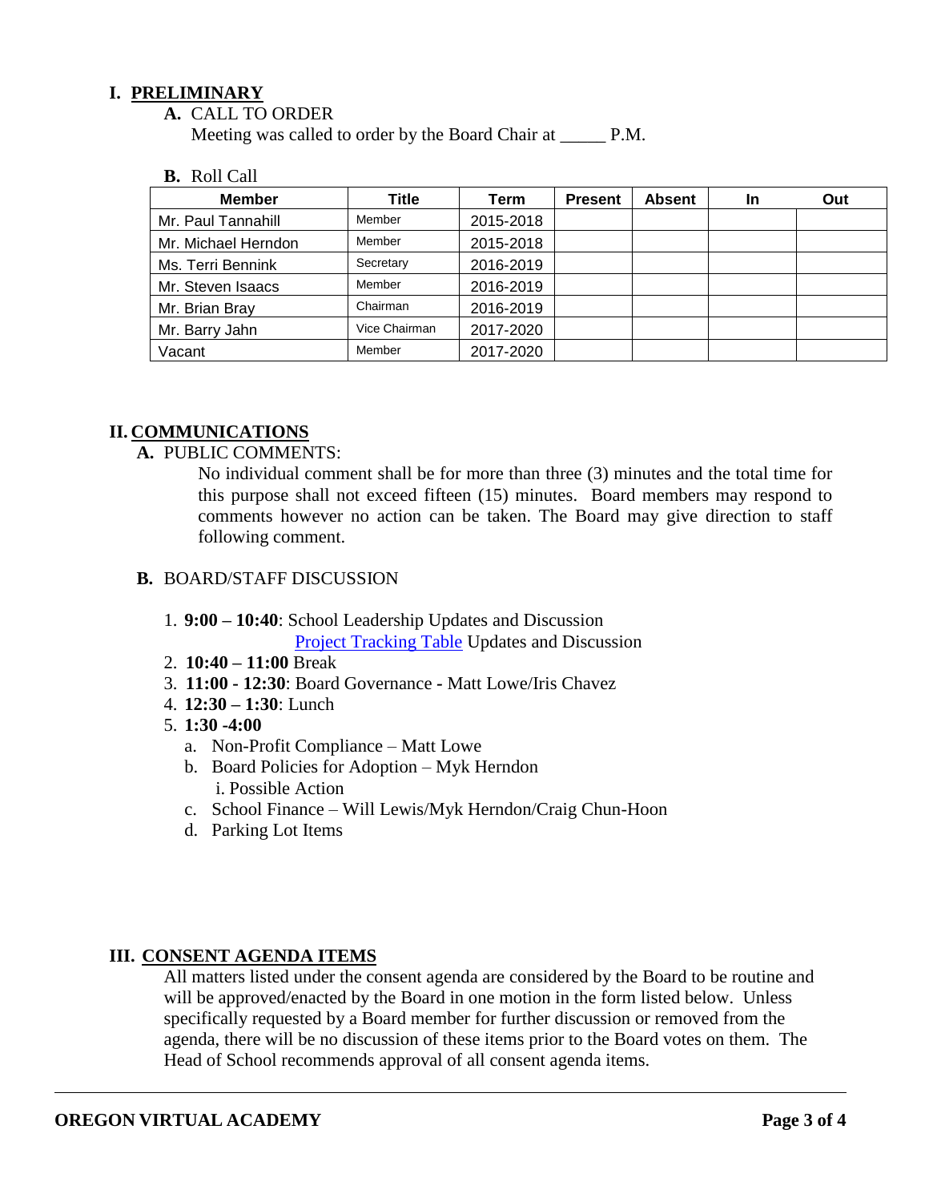## I. PRELIMINARY

**A.** CALL TO ORDER

Meeting was called to order by the Board Chair at _____ P.M.

**B.** Roll Call

| Member | Title | Term | Present | Absent | In | Out |
|---|---|---|---|---|---|---|
| Mr. Paul Tannahill | Member | 2015-2018 | | | | |
| Mr. Michael Herndon | Member | 2015-2018 | | | | |
| Ms. Terri Bennink | Secretary | 2016-2019 | | | | |
| Mr. Steven Isaacs | Member | 2016-2019 | | | | |
| Mr. Brian Bray | Chairman | 2016-2019 | | | | |
| Mr. Barry Jahn | Vice Chairman | 2017-2020 | | | | |
| Vacant | Member | 2017-2020 | | | | |

## II. COMMUNICATIONS

**A.** PUBLIC COMMENTS:

No individual comment shall be for more than three (3) minutes and the total time for this purpose shall not exceed fifteen (15) minutes. Board members may respond to comments however no action can be taken. The Board may give direction to staff following comment.

**B.** BOARD/STAFF DISCUSSION

1. **9:00 – 10:40**: School Leadership Updates and Discussion
   Project Tracking Table Updates and Discussion
2. **10:40 – 11:00** Break
3. **11:00 - 12:30**: Board Governance - Matt Lowe/Iris Chavez
4. **12:30 – 1:30**: Lunch
5. **1:30 -4:00**
   a. Non-Profit Compliance – Matt Lowe
   b. Board Policies for Adoption – Myk Herndon
      i. Possible Action
   c. School Finance – Will Lewis/Myk Herndon/Craig Chun-Hoon
   d. Parking Lot Items

## III. CONSENT AGENDA ITEMS

All matters listed under the consent agenda are considered by the Board to be routine and will be approved/enacted by the Board in one motion in the form listed below. Unless specifically requested by a Board member for further discussion or removed from the agenda, there will be no discussion of these items prior to the Board votes on them. The Head of School recommends approval of all consent agenda items.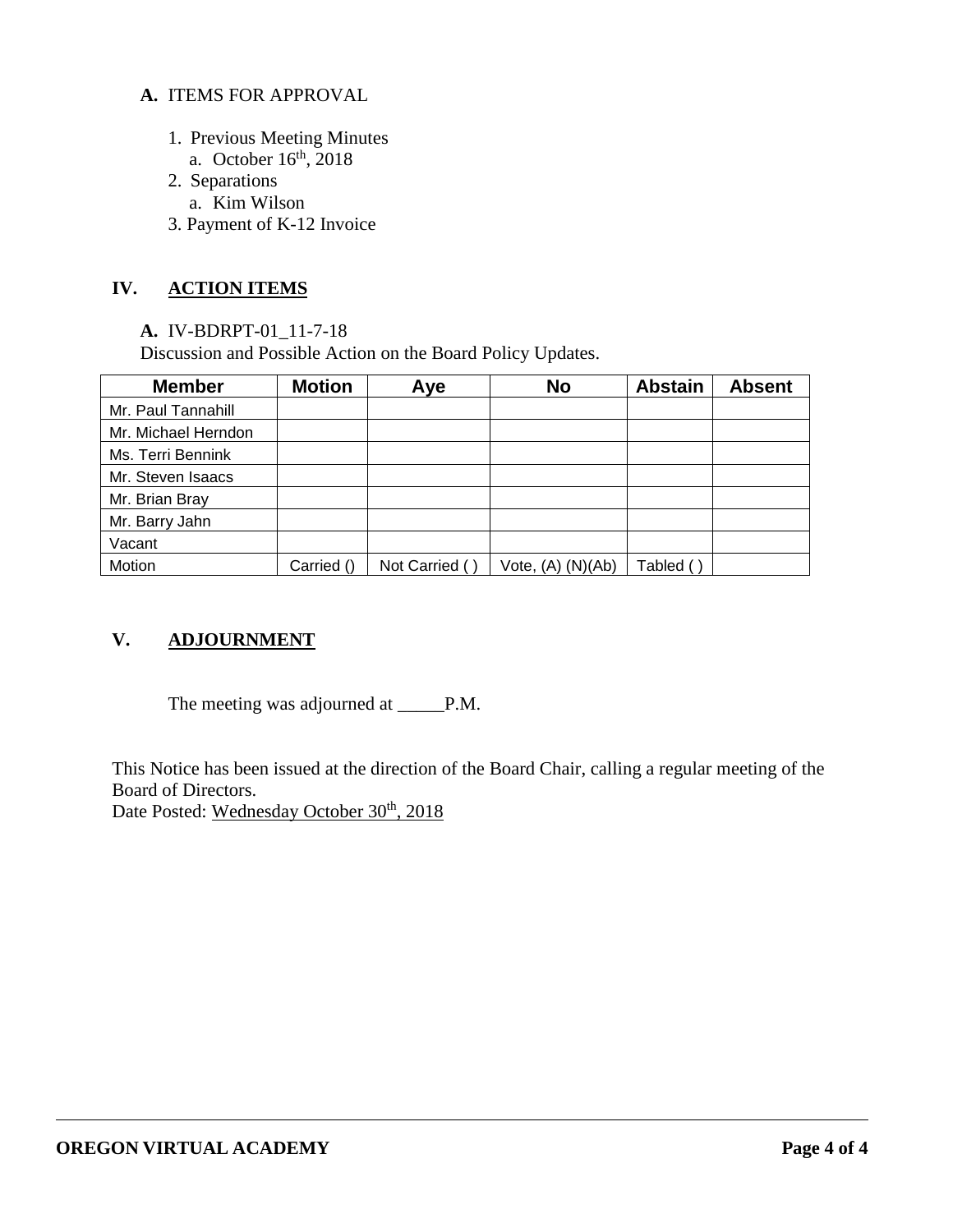**A.** ITEMS FOR APPROVAL

1. Previous Meeting Minutes
   a. October 16th, 2018
2. Separations
   a. Kim Wilson
3. Payment of K-12 Invoice

## IV. ACTION ITEMS

**A.** IV-BDRPT-01_11-7-18

Discussion and Possible Action on the Board Policy Updates.

| Member | Motion | Aye | No | Abstain | Absent |
|---|---|---|---|---|---|
| Mr. Paul Tannahill | | | | | |
| Mr. Michael Herndon | | | | | |
| Ms. Terri Bennink | | | | | |
| Mr. Steven Isaacs | | | | | |
| Mr. Brian Bray | | | | | |
| Mr. Barry Jahn | | | | | |
| Vacant | | | | | |
| Motion | Carried () | Not Carried ( ) | Vote, (A) (N)(Ab) | Tabled ( ) | |

## V. ADJOURNMENT

The meeting was adjourned at _____P.M.

This Notice has been issued at the direction of the Board Chair, calling a regular meeting of the Board of Directors.

Date Posted: Wednesday October 30th, 2018